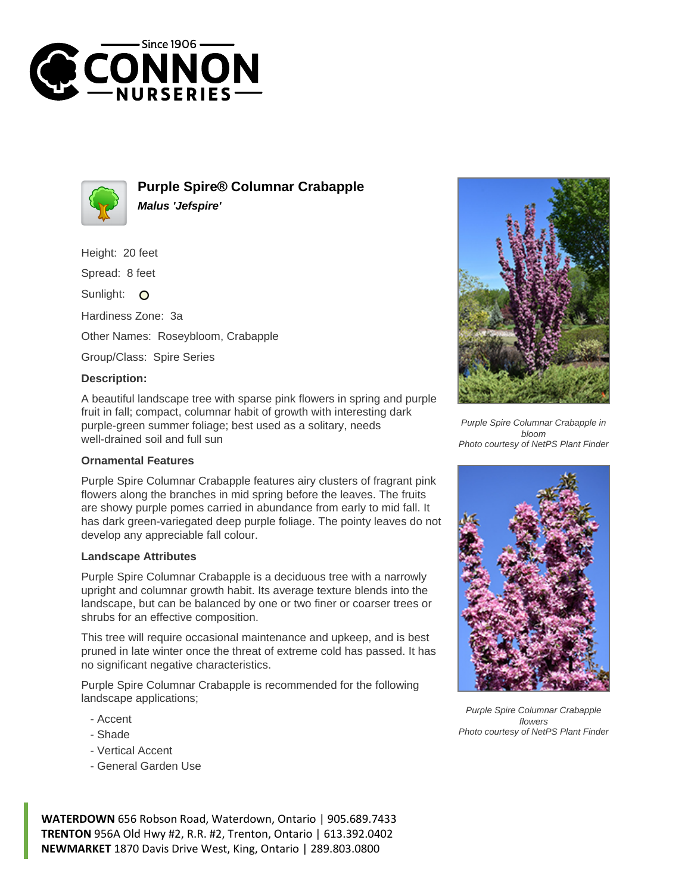# Purple Spire® Columnar Crabapple

***Malus 'Jefspire'***

Height: 20 feet

Spread: 8 feet

Sunlight: O

Hardiness Zone: 3a

Other Names: Roseybloom, Crabapple

Group/Class: Spire Series

**Description:**

A beautiful landscape tree with sparse pink flowers in spring and purple fruit in fall; compact, columnar habit of growth with interesting dark purple-green summer foliage; best used as a solitary, needs well-drained soil and full sun

### Ornamental Features

Purple Spire Columnar Crabapple features airy clusters of fragrant pink flowers along the branches in mid spring before the leaves. The fruits are showy purple pomes carried in abundance from early to mid fall. It has dark green-variegated deep purple foliage. The pointy leaves do not develop any appreciable fall colour.

### Landscape Attributes

Purple Spire Columnar Crabapple is a deciduous tree with a narrowly upright and columnar growth habit. Its average texture blends into the landscape, but can be balanced by one or two finer or coarser trees or shrubs for an effective composition.

This tree will require occasional maintenance and upkeep, and is best pruned in late winter once the threat of extreme cold has passed. It has no significant negative characteristics.

Purple Spire Columnar Crabapple is recommended for the following landscape applications;

- Accent
- Shade
- Vertical Accent
- General Garden Use

*Purple Spire Columnar Crabapple in bloom*
*Photo courtesy of NetPS Plant Finder*

*Purple Spire Columnar Crabapple flowers*
*Photo courtesy of NetPS Plant Finder*

**WATERDOWN** 656 Robson Road, Waterdown, Ontario | 905.689.7433
**TRENTON** 956A Old Hwy #2, R.R. #2, Trenton, Ontario | 613.392.0402
**NEWMARKET** 1870 Davis Drive West, King, Ontario | 289.803.0800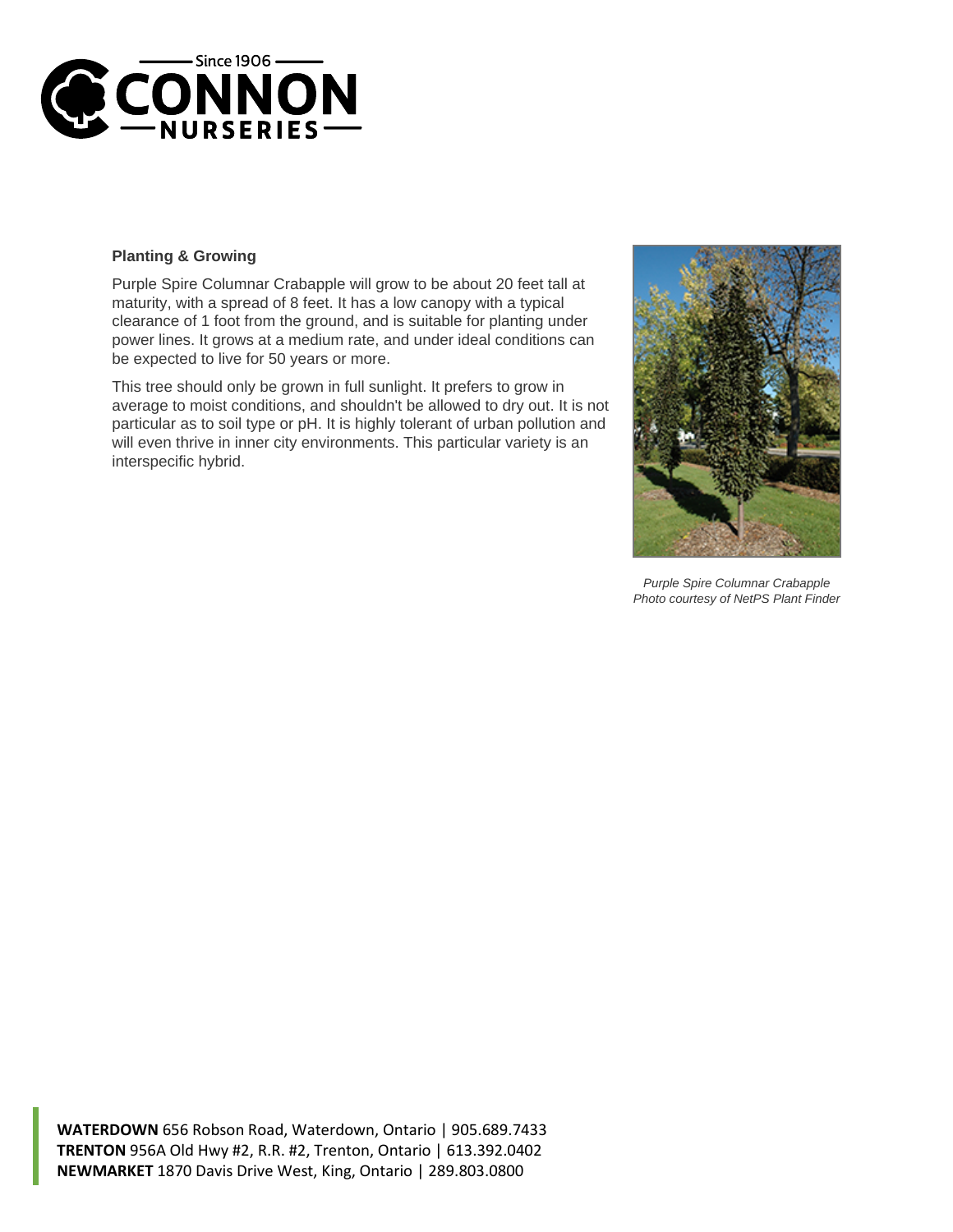### Planting & Growing

Purple Spire Columnar Crabapple will grow to be about 20 feet tall at maturity, with a spread of 8 feet. It has a low canopy with a typical clearance of 1 foot from the ground, and is suitable for planting under power lines. It grows at a medium rate, and under ideal conditions can be expected to live for 50 years or more.

This tree should only be grown in full sunlight. It prefers to grow in average to moist conditions, and shouldn't be allowed to dry out. It is not particular as to soil type or pH. It is highly tolerant of urban pollution and will even thrive in inner city environments. This particular variety is an interspecific hybrid.

*Purple Spire Columnar Crabapple*
*Photo courtesy of NetPS Plant Finder*

**WATERDOWN** 656 Robson Road, Waterdown, Ontario | 905.689.7433
**TRENTON** 956A Old Hwy #2, R.R. #2, Trenton, Ontario | 613.392.0402
**NEWMARKET** 1870 Davis Drive West, King, Ontario | 289.803.0800